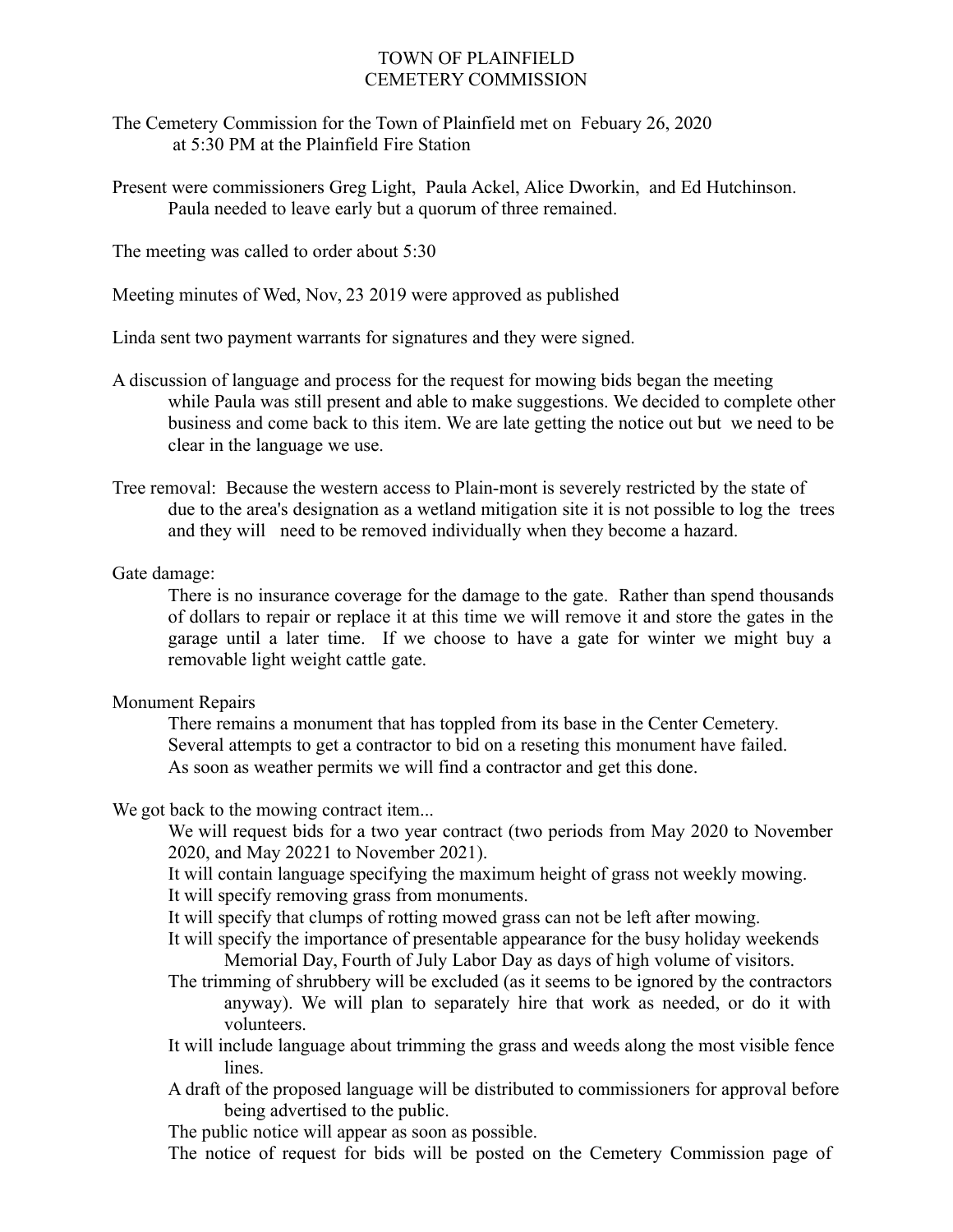# TOWN OF PLAINFIELD
# CEMETERY COMMISSION

The Cemetery Commission for the Town of Plainfield met on Febuary 26, 2020 at 5:30 PM at the Plainfield Fire Station

Present were commissioners Greg Light, Paula Ackel, Alice Dworkin, and Ed Hutchinson. Paula needed to leave early but a quorum of three remained.

The meeting was called to order about 5:30

Meeting minutes of Wed, Nov, 23 2019 were approved as published

Linda sent two payment warrants for signatures and they were signed.

A discussion of language and process for the request for mowing bids began the meeting while Paula was still present and able to make suggestions. We decided to complete other business and come back to this item. We are late getting the notice out but we need to be clear in the language we use.

Tree removal: Because the western access to Plain-mont is severely restricted by the state of due to the area's designation as a wetland mitigation site it is not possible to log the trees and they will need to be removed individually when they become a hazard.

Gate damage:

There is no insurance coverage for the damage to the gate. Rather than spend thousands of dollars to repair or replace it at this time we will remove it and store the gates in the garage until a later time. If we choose to have a gate for winter we might buy a removable light weight cattle gate.

Monument Repairs

There remains a monument that has toppled from its base in the Center Cemetery. Several attempts to get a contractor to bid on a reseting this monument have failed. As soon as weather permits we will find a contractor and get this done.

We got back to the mowing contract item...

We will request bids for a two year contract (two periods from May 2020 to November 2020, and May 20221 to November 2021).

It will contain language specifying the maximum height of grass not weekly mowing.

It will specify removing grass from monuments.

It will specify that clumps of rotting mowed grass can not be left after mowing.

It will specify the importance of presentable appearance for the busy holiday weekends Memorial Day, Fourth of July Labor Day as days of high volume of visitors.

The trimming of shrubbery will be excluded (as it seems to be ignored by the contractors anyway). We will plan to separately hire that work as needed, or do it with volunteers.

It will include language about trimming the grass and weeds along the most visible fence lines.

A draft of the proposed language will be distributed to commissioners for approval before being advertised to the public.

The public notice will appear as soon as possible.

The notice of request for bids will be posted on the Cemetery Commission page of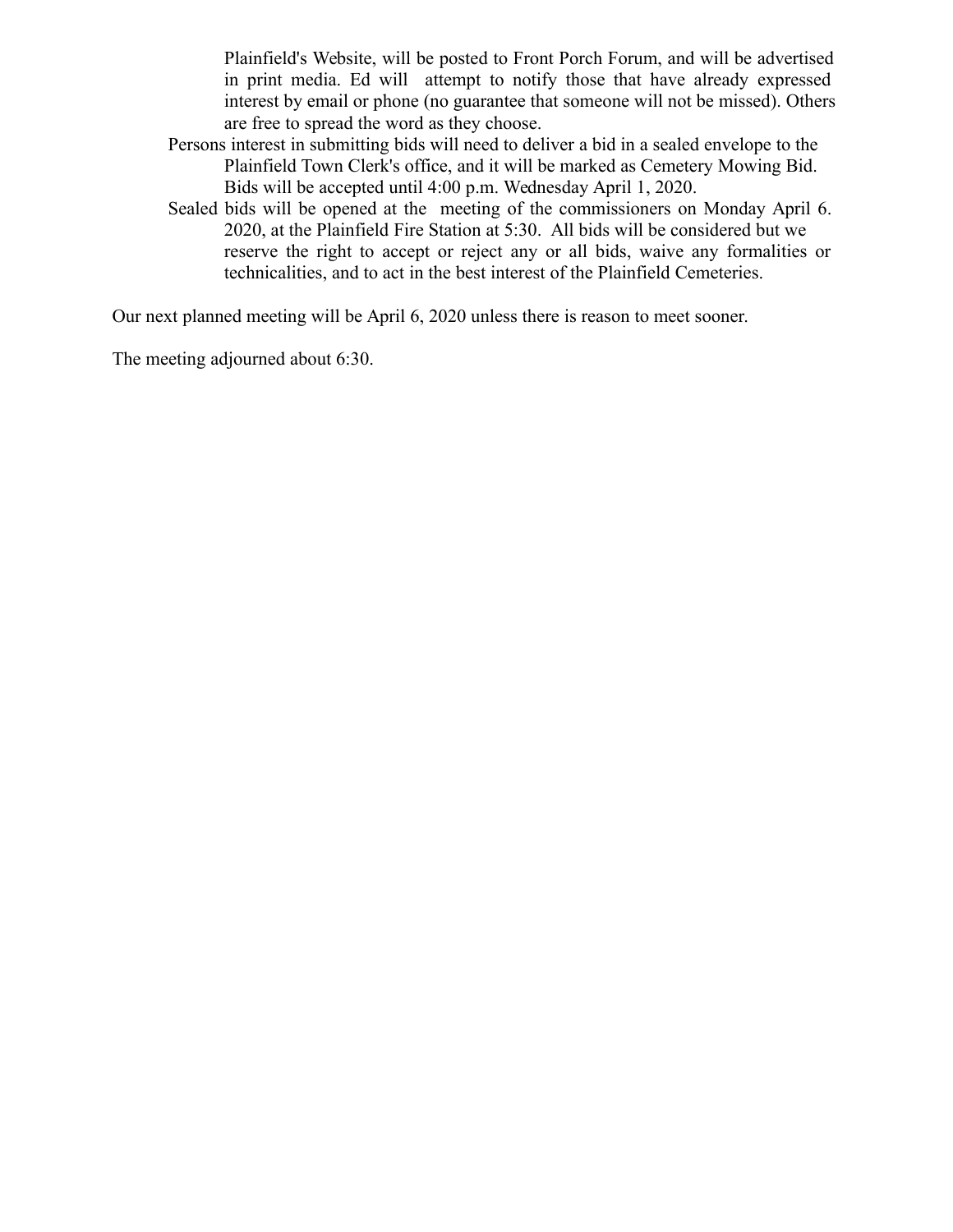Plainfield's Website, will be posted to Front Porch Forum, and will be advertised in print media. Ed will attempt to notify those that have already expressed interest by email or phone (no guarantee that someone will not be missed). Others are free to spread the word as they choose.

Persons interest in submitting bids will need to deliver a bid in a sealed envelope to the Plainfield Town Clerk's office, and it will be marked as Cemetery Mowing Bid. Bids will be accepted until 4:00 p.m. Wednesday April 1, 2020.

Sealed bids will be opened at the meeting of the commissioners on Monday April 6. 2020, at the Plainfield Fire Station at 5:30. All bids will be considered but we reserve the right to accept or reject any or all bids, waive any formalities or technicalities, and to act in the best interest of the Plainfield Cemeteries.

Our next planned meeting will be April 6, 2020 unless there is reason to meet sooner.

The meeting adjourned about 6:30.